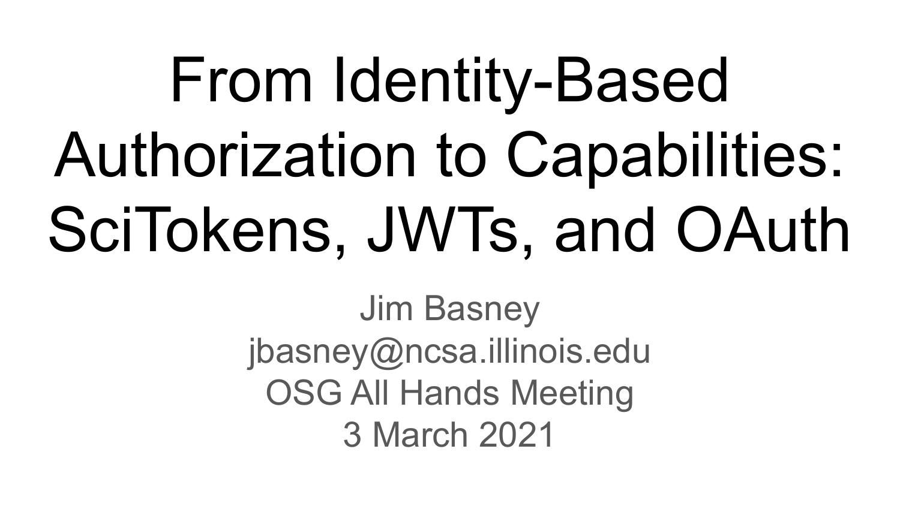# From Identity-Based Authorization to Capabilities: SciTokens, JWTs, and OAuth

Jim Basney

jbasney@ncsa.illinois.edu

OSG All Hands Meeting

3 March 2021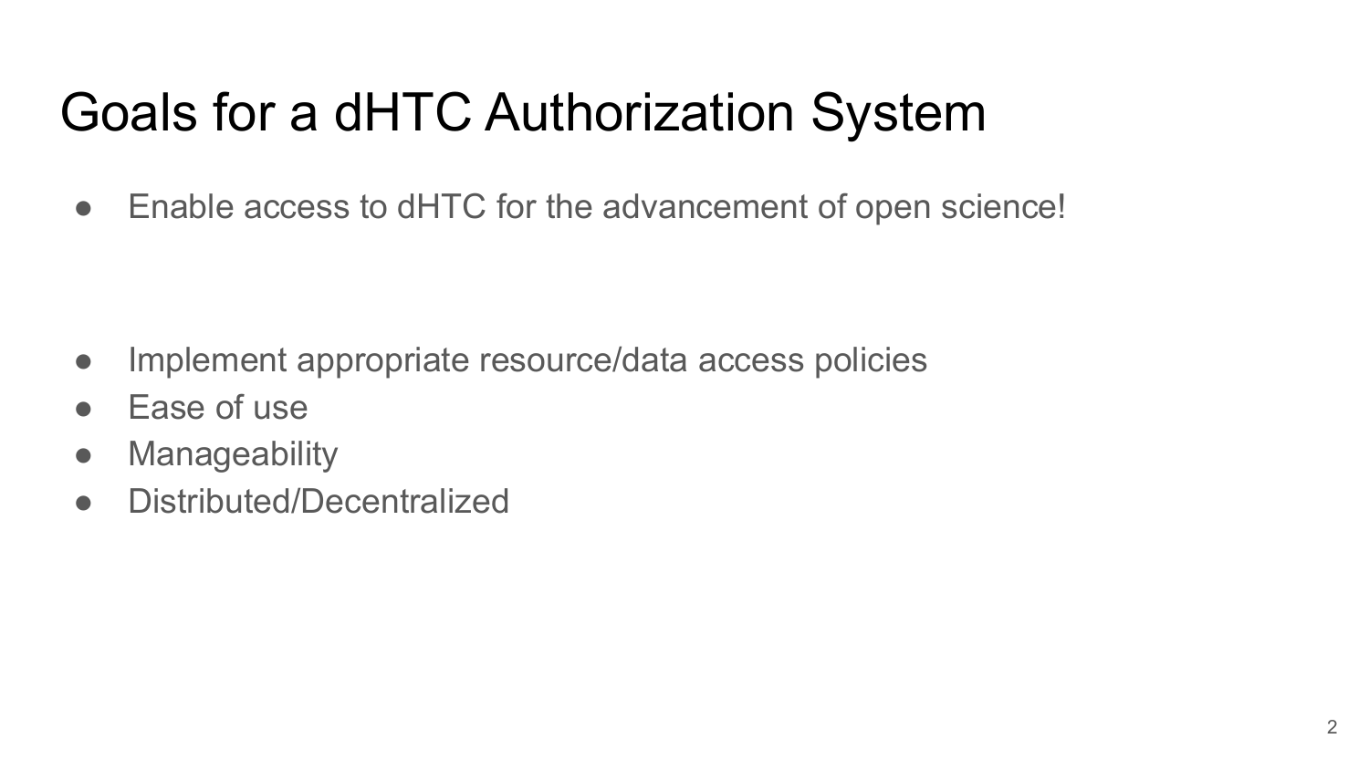# Goals for a dHTC Authorization System

- Enable access to dHTC for the advancement of open science!

- Implement appropriate resource/data access policies
- Ease of use
- Manageability
- Distributed/Decentralized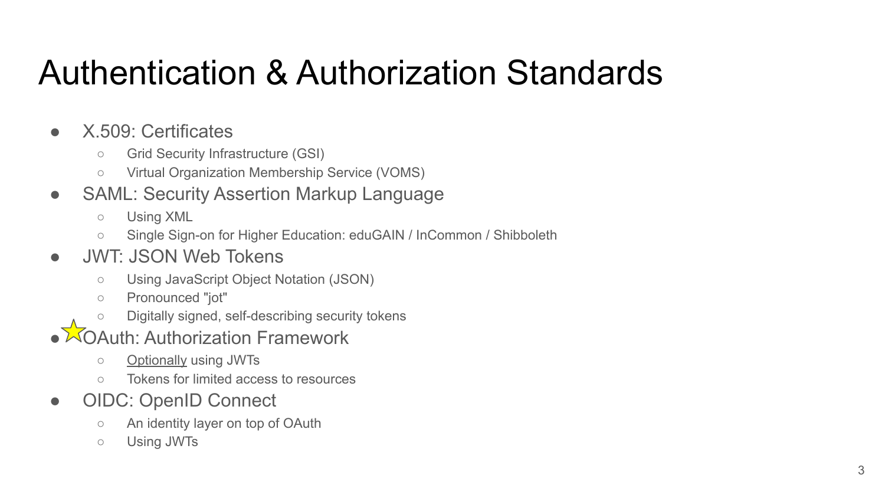# Authentication & Authorization Standards

- X.509: Certificates
  - Grid Security Infrastructure (GSI)
  - Virtual Organization Membership Service (VOMS)
- SAML: Security Assertion Markup Language
  - Using XML
  - Single Sign-on for Higher Education: eduGAIN / InCommon / Shibboleth
- JWT: JSON Web Tokens
  - Using JavaScript Object Notation (JSON)
  - Pronounced "jot"
  - Digitally signed, self-describing security tokens
- ⭐ OAuth: Authorization Framework
  - Optionally using JWTs
  - Tokens for limited access to resources
- OIDC: OpenID Connect
  - An identity layer on top of OAuth
  - Using JWTs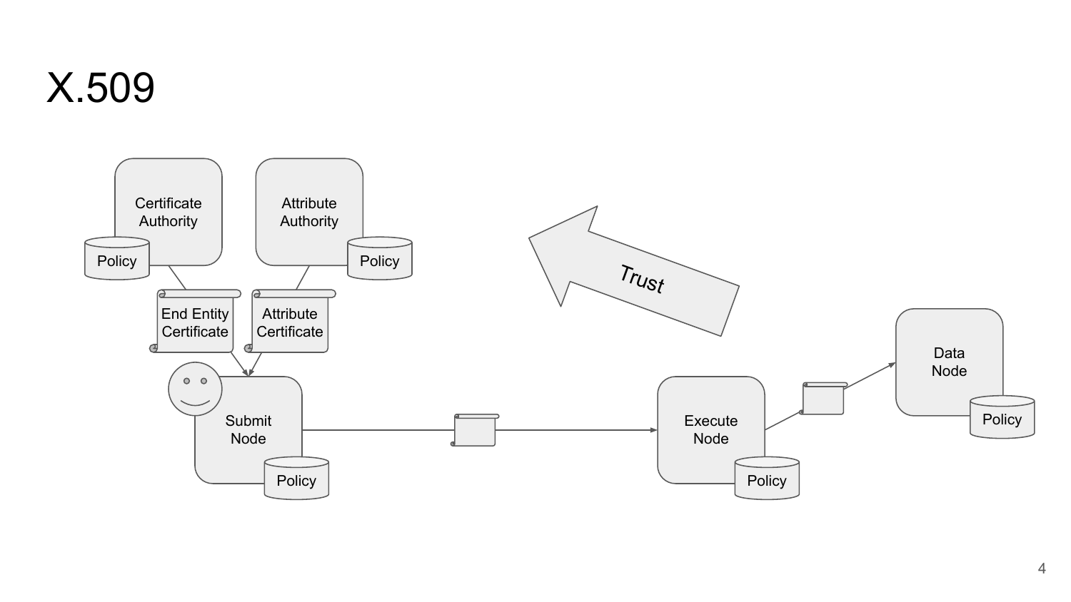# X.509

Certificate Authority

Policy

Attribute Authority

Policy

End Entity Certificate

Attribute Certificate

Trust

Submit Node

Policy

Execute Node

Policy

Data Node

Policy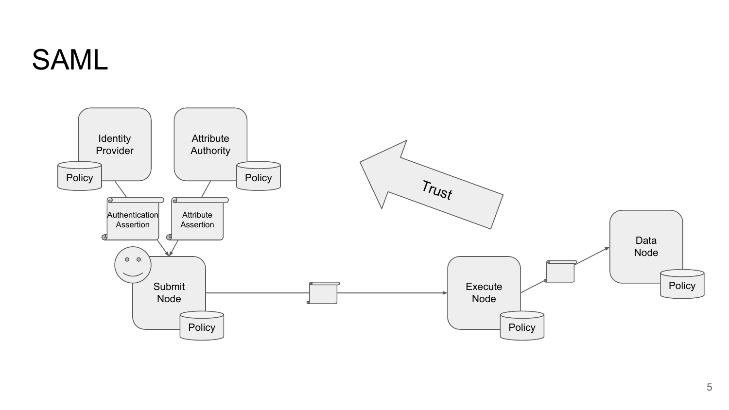# SAML

Identity Provider

Policy

Attribute Authority

Policy

Trust

Authentication Assertion

Attribute Assertion

Submit Node

Policy

Execute Node

Policy

Data Node

Policy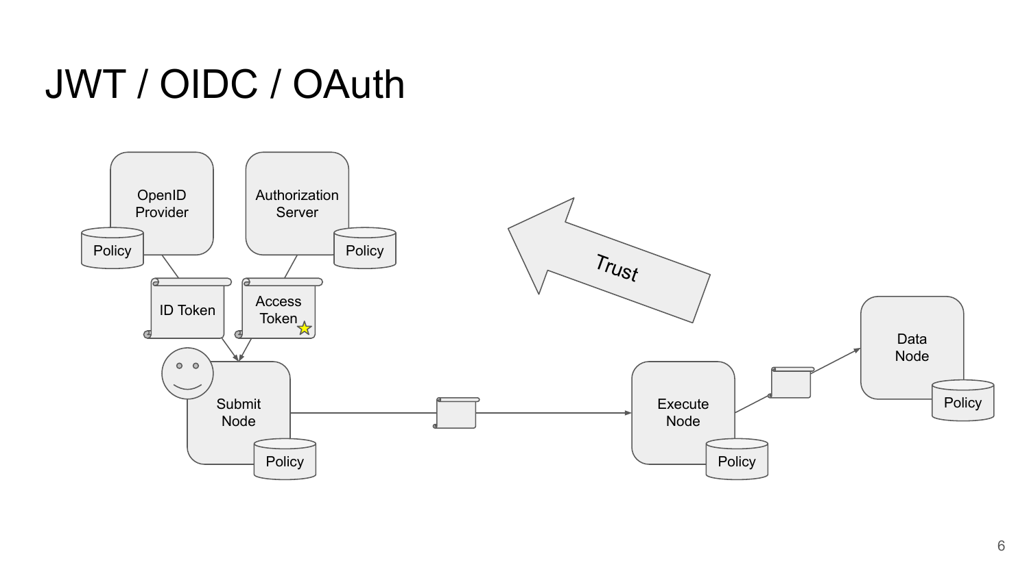# JWT / OIDC / OAuth

OpenID Provider

Policy

Authorization Server

Policy

ID Token

Access Token

Trust

Submit Node

Policy

Execute Node

Policy

Data Node

Policy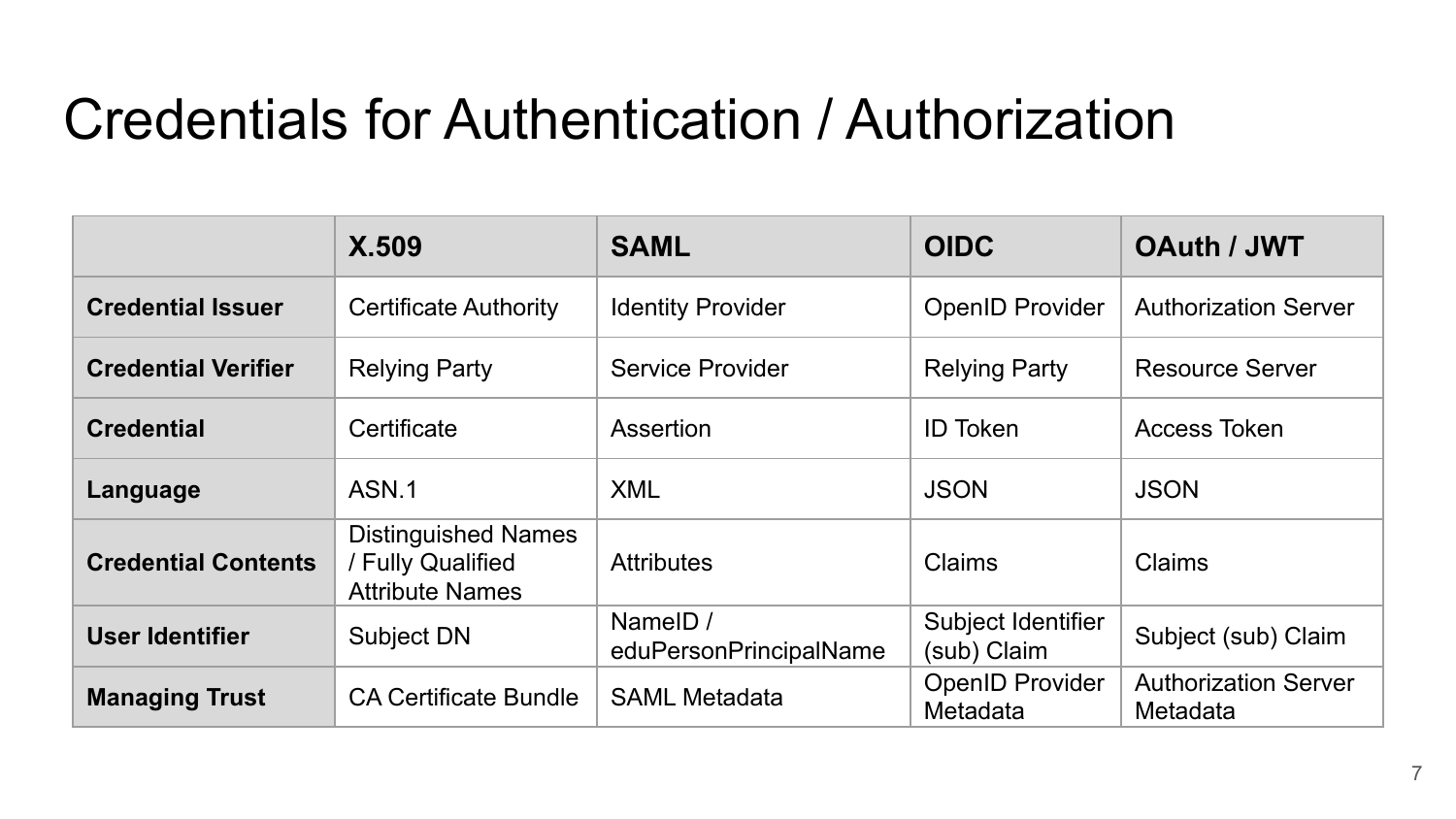# Credentials for Authentication / Authorization

| | X.509 | SAML | OIDC | OAuth / JWT |
|---|---|---|---|---|
| **Credential Issuer** | Certificate Authority | Identity Provider | OpenID Provider | Authorization Server |
| **Credential Verifier** | Relying Party | Service Provider | Relying Party | Resource Server |
| **Credential** | Certificate | Assertion | ID Token | Access Token |
| **Language** | ASN.1 | XML | JSON | JSON |
| **Credential Contents** | Distinguished Names / Fully Qualified Attribute Names | Attributes | Claims | Claims |
| **User Identifier** | Subject DN | NameID / eduPersonPrincipalName | Subject Identifier (sub) Claim | Subject (sub) Claim |
| **Managing Trust** | CA Certificate Bundle | SAML Metadata | OpenID Provider Metadata | Authorization Server Metadata |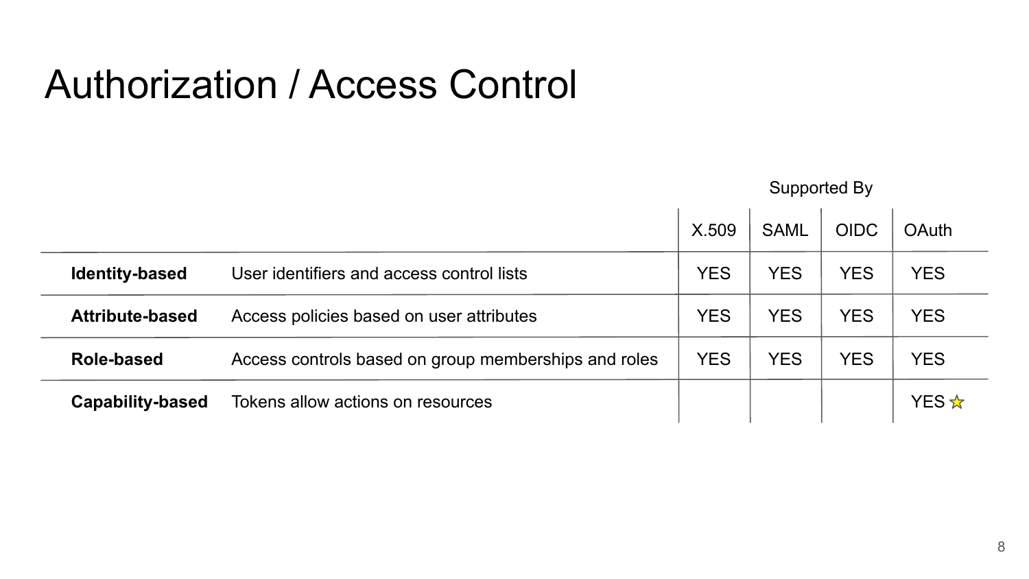# Authorization / Access Control

| | | Supported By | | | |
|---|---|---|---|---|---|
| | | X.509 | SAML | OIDC | OAuth |
| **Identity-based** | User identifiers and access control lists | YES | YES | YES | YES |
| **Attribute-based** | Access policies based on user attributes | YES | YES | YES | YES |
| **Role-based** | Access controls based on group memberships and roles | YES | YES | YES | YES |
| **Capability-based** | Tokens allow actions on resources | | | | YES ☆ |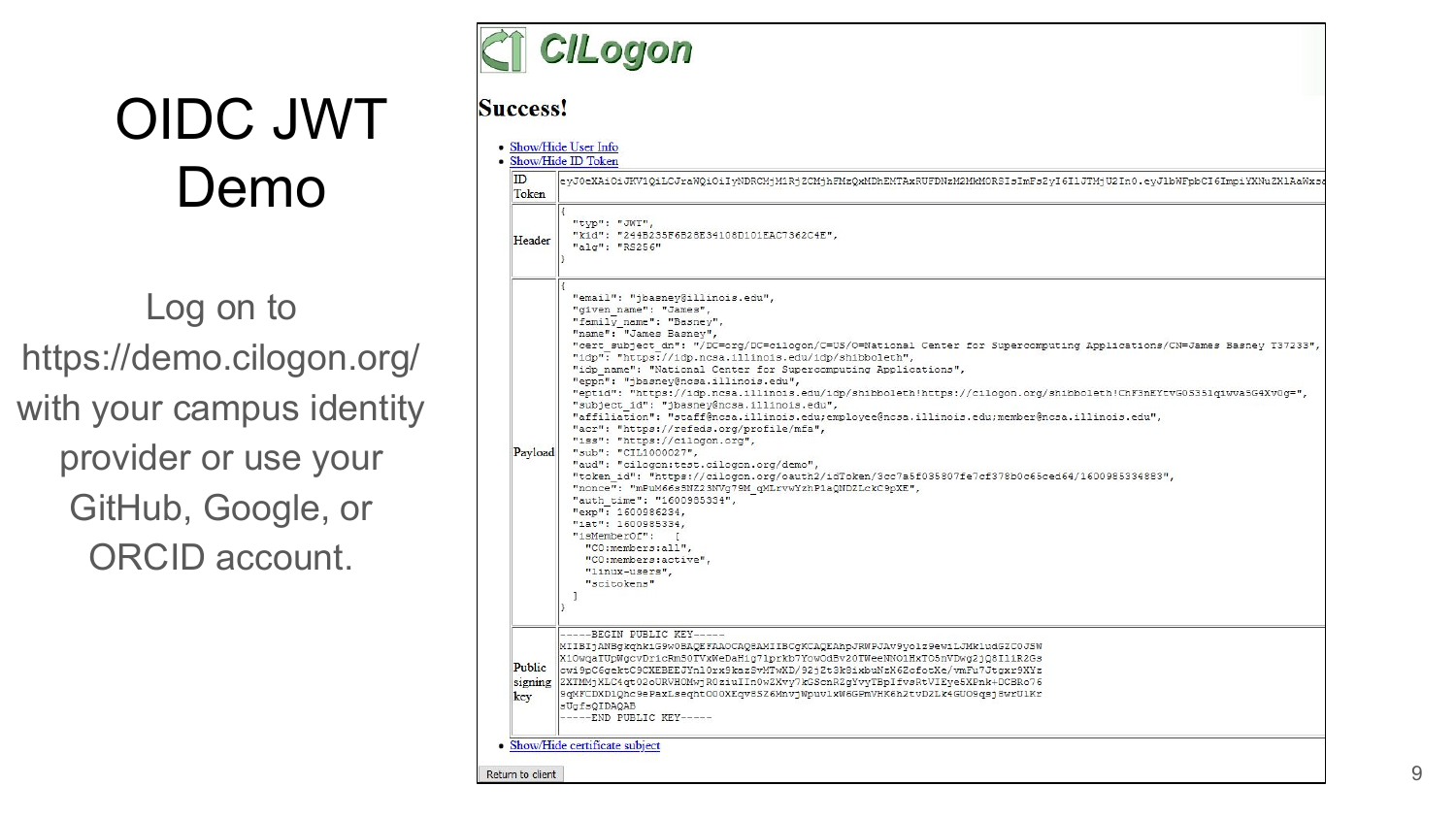# OIDC JWT Demo

Log on to https://demo.cilogon.org/ with your campus identity provider or use your GitHub, Google, or ORCID account.

**CILogon**

**Success!**

- Show/Hide User Info
- Show/Hide ID Token

| | |
|---|---|
| ID Token | eyJ0eXAiOiJKV1QiLCJraWQiOiIyNDRCMjM1RjZCMjhFMzQxMDhEMTAxRUFDNzM2MkM0RSIsImFsZyI6IlJTMjU2In0.eyJlbWFpbCI6ImpiYXNuZXlAaWxsa |
| Header | `{ "typ": "JWT", "kid": "244B235F6B28E34108D101EAC7362C4E", "alg": "RS256" }` |
| Payload | (see below) |
| Public signing key | (see below) |

Payload:

```
{
  "email": "jbasney@illinois.edu",
  "given_name": "James",
  "family_name": "Basney",
  "name": "James Basney",
  "cert_subject_dn": "/DC=org/DC=cilogon/C=US/O=National Center for Supercomputing Applications/CN=James Basney T37233",
  "idp": "https://idp.ncsa.illinois.edu/idp/shibboleth",
  "idp_name": "National Center for Supercomputing Applications",
  "eppn": "jbasney@ncsa.illinois.edu",
  "eptid": "https://idp.ncsa.illinois.edu/idp/shibboleth!https://cilogon.org/shibboleth!ChF3nEYtvG0S351q1wva5G4Xv0g=",
  "subject_id": "jbasney@ncsa.illinois.edu",
  "affiliation": "staff@ncsa.illinois.edu;employee@ncsa.illinois.edu;member@ncsa.illinois.edu",
  "acr": "https://refeds.org/profile/mfa",
  "iss": "https://cilogon.org",
  "sub": "CIL1000027",
  "aud": "cilogon:test.cilogon.org/demo",
  "token_id": "https://cilogon.org/oauth2/idToken/3cc7a5f035807fe7cf378b0c65ced64/1600985334883",
  "nonce": "mPuM66a5NZZ3NVg79M_qMLrvwYzhP1aQNDZLckC9pXE",
  "auth_time": "1600985334",
  "exp": 1600986234,
  "iat": 1600985334,
  "isMemberOf":    [
    "CO:members:all",
    "CO:members:active",
    "linux-users",
    "scitokens"
  ]
}
```

Public signing key:

```
-----BEGIN PUBLIC KEY-----
MIIBIjANBgkqhkiG9w0BAQEFAAOCAQ8AMIIBCgKCAQEAhpJRWPJAv9yo1z9ew1LJMk1udGZC0JSW
X10wqaTUpWgcvDr1cRm50TVxWeDaHig71prkb7YowOdBv20TWeeNNO1HxTO5nVDwg2jQ8I1iR2Gs
cwi9pC6qektC9CXEBEEJYnl0rx9kazSvMTwXD/92jZt3k8ixbuNzK62cfotXc/vmFu7Jtgxr9XYz
ZXTMMjXLC4qt02oURVHOMwjR0ziuIIn0w2Xvy7kGScnRZgYvyTEpIfvsRtVIEye5XPnk+DCBRo76
9qMFCDXD1Qhc9ePaxLseqhtO00XEqv8SZ6MnvjWpuvlxW6GPmVHK6h2tvD2Lk4GUO9qsj8wrU1Kr
sUgfsQIDAQAB
-----END PUBLIC KEY-----
```

- Show/Hide certificate subject

Return to client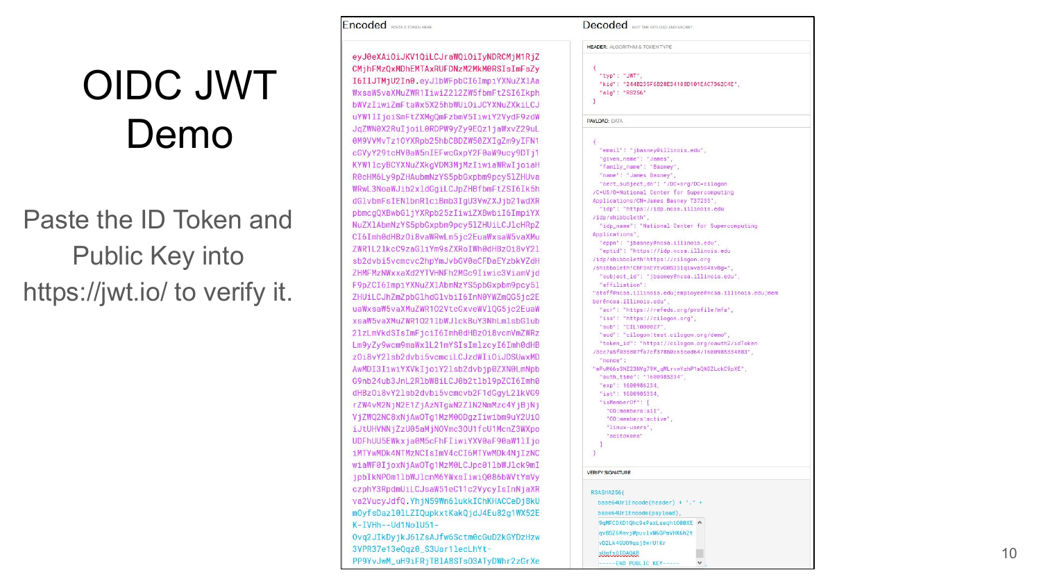# OIDC JWT Demo

Paste the ID Token and Public Key into https://jwt.io/ to verify it.

**Encoded** PASTE A TOKEN HERE

```
eyJ0eXAiOiJKV1QiLCJraWQiOiIyNDRCMjM1RjZCMjhFMzQxMDhEMTAxRUFDNzM2MkM0RSIsImFsZyI6IlJTMjU2In0.eyJlbWFpbCI6ImpiYXNuZXlAaWxsaW5vaXMuZWR1IiwiZ2l2ZW5fbmFtZSI6IkphbWVzIiwiZmFtaWx5X25hbWUiOiJCYXNuZXkiLCJuYW1lIjoiSmFtZXMgQmFzbmV5IiwiY2VydF9zdWJqZWN0X2RuIjoiL0RDPW9yZy9EQz1jaWxvZ29uL0M9VVMvTz1OYXRpb25hbCBDZW50ZXIgZm9yIFN1cGVyY29tcHV0aW5nIEFwcGxpY2F0aW9ucy9DTj1KYW1lcyBCYXNuZXkgVDM3MjMzIiwiaWRwIjoiaHR0cHM6Ly9pZHAubmNzYS5pbGxpbm9pcy5lZHUvaWRwL3NoaWJib2xldGgiLCJpZHBfbmFtZSI6Ik5hdGlvbmFsIENlbnRlciBmb3IgU3VwZXJjb21wdXRpbmcgQXBwbGljYXRpb25zIiwiZXBwbiI6ImpiYXNuZXlAbmNzYS5pbGxpbm9pcy5lZHUiLCJlcHRpZCI6Imh0dHBzOi8vaWRwLm5jc2EuaWxsaW5vaXMuZWR1L2lkcC9zaGliYm9sZXRoIWh0dHBzOi8vY2lsb2dvbi5vcmcvc2hpYmJvbGV0aCFDaEYzbkV0dkcwUzM1MXFpd3ZhNUc0WHY4Zz0iLCJzdWJqZWN0X2lkIjoiamJhc25leUBuY3NhLmlsbGlub2lzLmVkdSIsImFmZmlsaWF0aW9uIjoic3RhZmZAbmNzYS5pbGxpbm9pcy5lZHU7ZW1wbG95ZWVAbmNzYS5pbGxpbm9pcy5lZHU7bWVtYmVyQG5jc2EuaWxsaW5vaXMuZWR1IiwiYWNyIjoiaHR0cHM6Ly9yZWZlZHMub3JnL3Byb2ZpbGUvbWZhIiwiaXNzIjoiaHR0cHM6Ly9jaWxvZ29uLm9yZyIsInN1YiI6IkNJTDEwMDAwMjciLCJhdWQiOiJjaWxvZ29uOnRlc3QuY2lsb2dvbi5vcmcvZGVtbyIsInRva2VuX2lkIjoiaHR0cHM6Ly9jaWxvZ29uLm9yZy9vYXV0aDIvaWRUb2tlbi8zY2M3YTVmMDM1ODA3ZmE3Y2YzNzhiMGM2NWNlZDY0LzE2MDA5ODUzMzQ4ODMiLCJub25jZSI6IndQdU02NnMzTlp6M05WZzc5TV9nTUxydnRZemhQMWFRTjBaTGNrQzlwWEUiLCJhdXRoX3RpbWUiOiIxNjAwOTg1MzM0IiwiZXhwIjoxNjAwOTg2MjM0LCJpYXQiOjE2MDA5ODUzMzQsImlzTWVtYmVyT2YiOlsiQ086bWVtYmVyczphbGwiLCJDTzptZW1iZXJzOmFjdGl2ZSIsImxpbnV4LXVzZXJzIiwic2NpdG9rZW5zIl19.YhjN59Wn6lukkIChKHACCeDj8kUmOyfsDazl0lLZIQupkxtKakQjdJ4Eu82g1WX52EK-IVHh--Ud1NolU51-Ovq2JIkDyjkJ6lZsAJfw6Sctm0cGuD2kGYDzHzw3VPR37e13eQqz0_S3Uar1lecLhYt-PP9YvJwM_uH9iFRjTB1A8STsO3ATyDWhr2zGrXe
```

**Decoded** EDIT THE PAYLOAD AND SECRET

HEADER: ALGORITHM & TOKEN TYPE

```
{
  "typ": "JWT",
  "kid": "244B235F6B28E34108D101EAC7362C4E",
  "alg": "RS256"
}
```

PAYLOAD: DATA

```
{
  "email": "jbasney@illinois.edu",
  "given_name": "James",
  "family_name": "Basney",
  "name": "James Basney",
  "cert_subject_dn": "/DC=org/DC=cilogon/C=US/O=National Center for Supercomputing Applications/CN=James Basney T37233",
  "idp": "https://idp.ncsa.illinois.edu/idp/shibboleth",
  "idp_name": "National Center for Supercomputing Applications",
  "eppn": "jbasney@ncsa.illinois.edu",
  "eptid": "https://idp.ncsa.illinois.edu/idp/shibboleth!https://cilogon.org/shibboleth!ChF3nEtvG0S351qiwva5G4Xv8g=",
  "subject_id": "jbasney@ncsa.illinois.edu",
  "affiliation": "staff@ncsa.illinois.edu;employee@ncsa.illinois.edu;member@ncsa.illinois.edu",
  "acr": "https://refeds.org/profile/mfa",
  "iss": "https://cilogon.org",
  "sub": "CIL1000027",
  "aud": "cilogon:test.cilogon.org/demo",
  "token_id": "https://cilogon.org/oauth2/idToken/3cc7a5f035807fa7cf378b0c65ced64/1600985334883",
  "nonce": "wPuM66s3NZ23NVg79M_gMLrvmYzhP1aQN0ZLckC9pXE",
  "auth_time": "1600985334",
  "exp": 1600986234,
  "iat": 1600985334,
  "isMemberOf": [
    "CO:members:all",
    "CO:members:active",
    "linux-users",
    "scitokens"
  ]
}
```

VERIFY SIGNATURE

```
RSASHA256(
  base64UrlEncode(header) + "." +
  base64UrlEncode(payload),
  9qMFCDXD1Qhc9ePaxLseqhtO00XE
  qv8S26Mnvj0puulxW6GPmVHK6h2t
  vD2Lk4GUO9qsj8wrU1Kr
  sUqfsQIDAQAB
  -----END PUBLIC KEY-----
```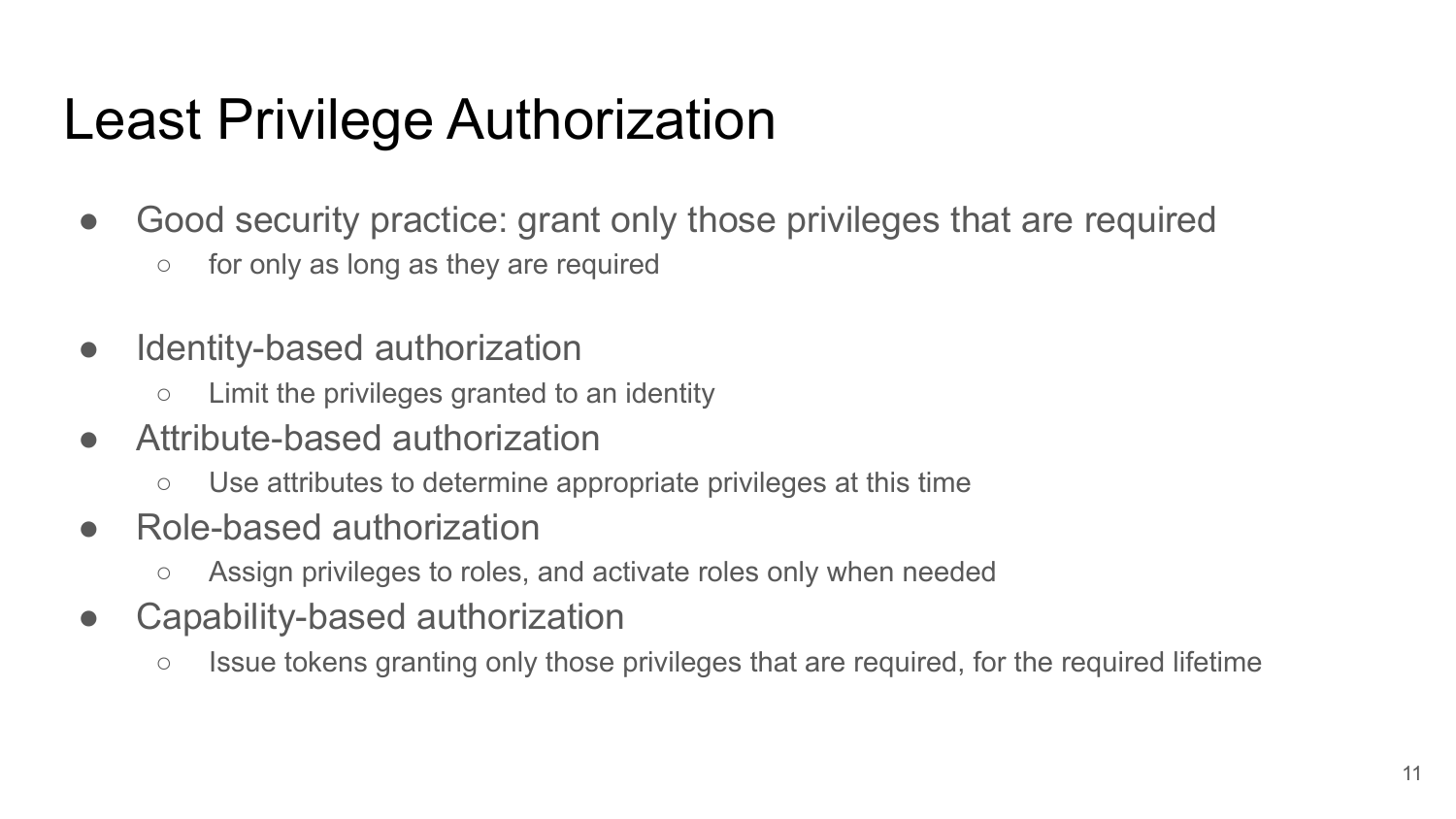# Least Privilege Authorization

- Good security practice: grant only those privileges that are required
  - for only as long as they are required

- Identity-based authorization
  - Limit the privileges granted to an identity
- Attribute-based authorization
  - Use attributes to determine appropriate privileges at this time
- Role-based authorization
  - Assign privileges to roles, and activate roles only when needed
- Capability-based authorization
  - Issue tokens granting only those privileges that are required, for the required lifetime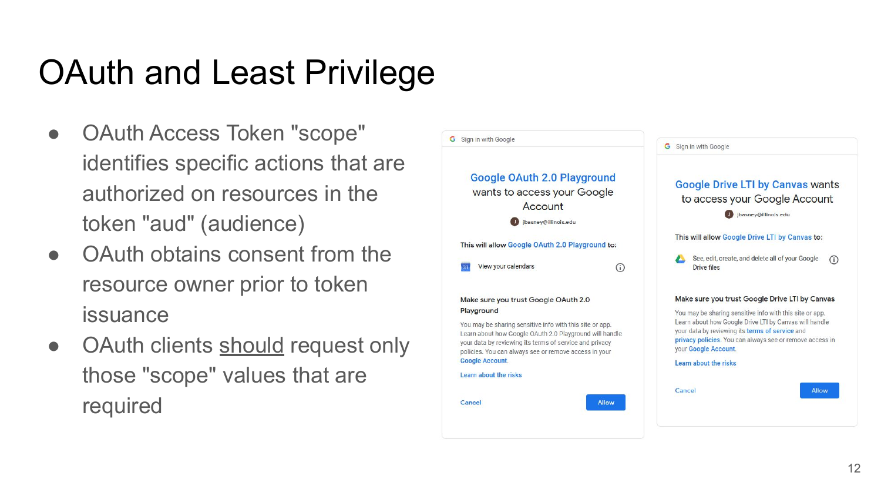# OAuth and Least Privilege

- OAuth Access Token "scope" identifies specific actions that are authorized on resources in the token "aud" (audience)
- OAuth obtains consent from the resource owner prior to token issuance
- OAuth clients <u>should</u> request only those "scope" values that are required

Sign in with Google

**Google OAuth 2.0 Playground** wants to access your Google Account

jbasney@illinois.edu

This will allow **Google OAuth 2.0 Playground** to:

- View your calendars

**Make sure you trust Google OAuth 2.0 Playground**

You may be sharing sensitive info with this site or app. Learn about how Google OAuth 2.0 Playground will handle your data by reviewing its terms of service and privacy policies. You can always see or remove access in your Google Account.

Learn about the risks

Cancel | Allow

Sign in with Google

**Google Drive LTI by Canvas** wants to access your Google Account

jbasney@illinois.edu

This will allow **Google Drive LTI by Canvas** to:

- See, edit, create, and delete all of your Google Drive files

**Make sure you trust Google Drive LTI by Canvas**

You may be sharing sensitive info with this site or app. Learn about how Google Drive LTI by Canvas will handle your data by reviewing its terms of service and privacy policies. You can always see or remove access in your Google Account.

Learn about the risks

Cancel | Allow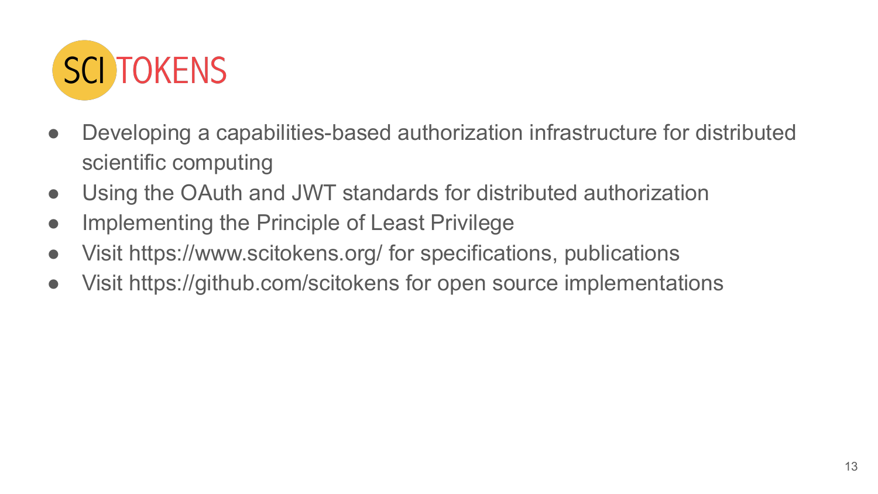# SCI TOKENS

- Developing a capabilities-based authorization infrastructure for distributed scientific computing
- Using the OAuth and JWT standards for distributed authorization
- Implementing the Principle of Least Privilege
- Visit https://www.scitokens.org/ for specifications, publications
- Visit https://github.com/scitokens for open source implementations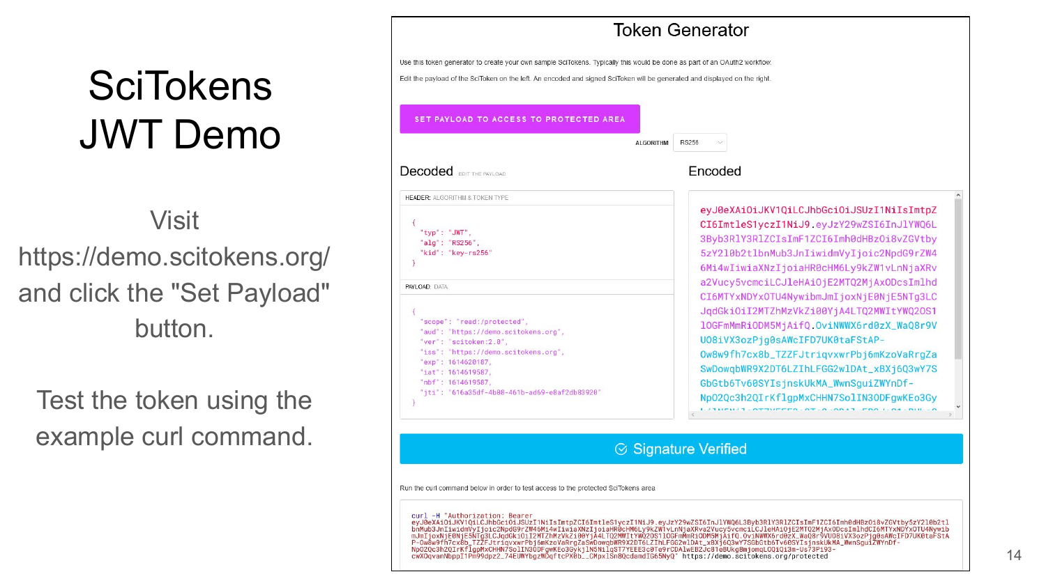# SciTokens JWT Demo

Visit https://demo.scitokens.org/ and click the "Set Payload" button.

Test the token using the example curl command.

## Token Generator

Use this token generator to create your own sample SciTokens. Typically this would be done as part of an OAuth2 workflow.

Edit the payload of the SciToken on the left. An encoded and signed SciToken will be generated and displayed on the right.

SET PAYLOAD TO ACCESS TO PROTECTED AREA

ALGORITHM: RS256

### Decoded

EDIT THE PAYLOAD

HEADER: ALGORITHM & TOKEN TYPE

```
{
  "typ": "JWT",
  "alg": "RS256",
  "kid": "key-rs256"
}
```

PAYLOAD: DATA

```
{
  "scope": "read:/protected",
  "aud": "https://demo.scitokens.org",
  "ver": "scitoken:2.0",
  "iss": "https://demo.scitokens.org",
  "exp": 1614620187,
  "iat": 1614619587,
  "nbf": 1614619587,
  "jti": "616a35df-4b08-461b-ad69-e8af2db83920"
}
```

### Encoded

```
eyJ0eXAiOiJKV1QiLCJhbGciOiJSUzI1NiIsImtpZCI6ImtleS1yczI1NiJ9.eyJzY29wZSI6InJlYWQ6L3Byb3RlY3RlZCIsImF1ZCI6Imh0dHBzOi8vZGVtby5zY2l0b2tlbnMub3JnIiwidmVyIjoic2NpdG9rZW46Mi4wIiwiaXNzIjoiaHR0cHM6Ly9kZW1vLnNjaXRva2Vucy5vcmciLCJleHAiOjE2MTQ2MjAxODcsImlhdCI6MTYxNDYxOTU4NywibmJmIjoxNjE0NjE5NTg3LCJqdGkiOiI2MTZhMzVkZi00YjA4LTQ2MWItYWQ2OS1lOGFmMmRiODM5MjAifQ.OviNWWX6rd0zX_WaQ8r9VUO8iVX3ozPjg0sAWcIFD7UK0taFStAP-Ow8w9fh7cx8b_TZZFJtriqvxwrPbj6mKzoVaRrgZaSwDowqbWR9X2DT6LZIhLFGG2wlDAt_xBXj6Q3wY7SGbGtb6Tv60SYIsjnskUKMA_WwnSguiZWYnDf-NpO2Qc3h2QIrKflgpMxCHHN7SolIN3ODFgwKEo3Gy
```

Signature Verified

Run the curl command below in order to test access to the protected SciTokens area

```
curl -H "Authorization: Bearer eyJ0eXAiOiJKV1QiLCJhbGciOiJSUzI1NiIsImtpZCI6ImtleS1yczI1NiJ9.eyJzY29wZSI6InJlYWQ6L3Byb3RlY3RlZCIsImF1ZCI6Imh0dHBzOi8vZGVtby5zY2l0b2tlbnMub3JnIiwidmVyIjoic2NpdG9rZW46Mi4wIiwiaXNzIjoiaHR0cHM6Ly9kZW1vLnNjaXRva2Vucy5vcmciLCJleHAiOjE2MTQ2MjAxODcsImlhdCI6MTYxNDYxOTU4NywibmJmIjoxNjE0NjE5NTg3LCJqdGkiOiI2MTZhMzVkZi00YjA4LTQ2MWItYWQ2OS1lOGFmMmRiODM5MjAifQ.OviNWWX6rd0zX_WaQ8r9VUO8iVX3ozPjg0sAWcIFD7UK0taFStAP-Ow8w9fh7cx8b_TZZFJtriqvxwrPbj6mKzoVaRrgZaSwDowqbWR9X2DT6LZIhLFGG2wlDAt_xBXj6Q3wY7SGbGtb6Tv60SYIsjnskUKMA_WwnSguiZWYnDf-NpO2Qc3h2QIrKflgpMxCHHN7SolIN3ODFgwKEo3Gykj1N5NilqST7YEEE3c0Te9rCDAlwEB2Jc81eBUkg8mjomqLOQ1Q13m-Us73P193-cwXOqvanNbppI1Pm99dpz2_74EUWYbgzWOqftcPX8b__CMpxlSn8QcdamdIG65NyQ" https://demo.scitokens.org/protected
```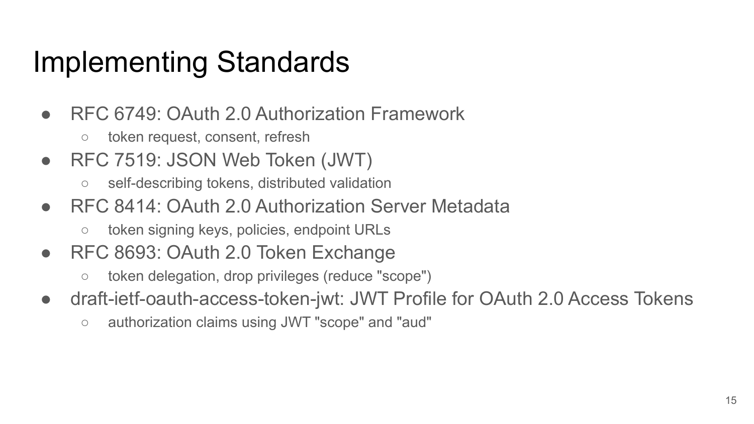# Implementing Standards

- RFC 6749: OAuth 2.0 Authorization Framework
  - token request, consent, refresh
- RFC 7519: JSON Web Token (JWT)
  - self-describing tokens, distributed validation
- RFC 8414: OAuth 2.0 Authorization Server Metadata
  - token signing keys, policies, endpoint URLs
- RFC 8693: OAuth 2.0 Token Exchange
  - token delegation, drop privileges (reduce "scope")
- draft-ietf-oauth-access-token-jwt: JWT Profile for OAuth 2.0 Access Tokens
  - authorization claims using JWT "scope" and "aud"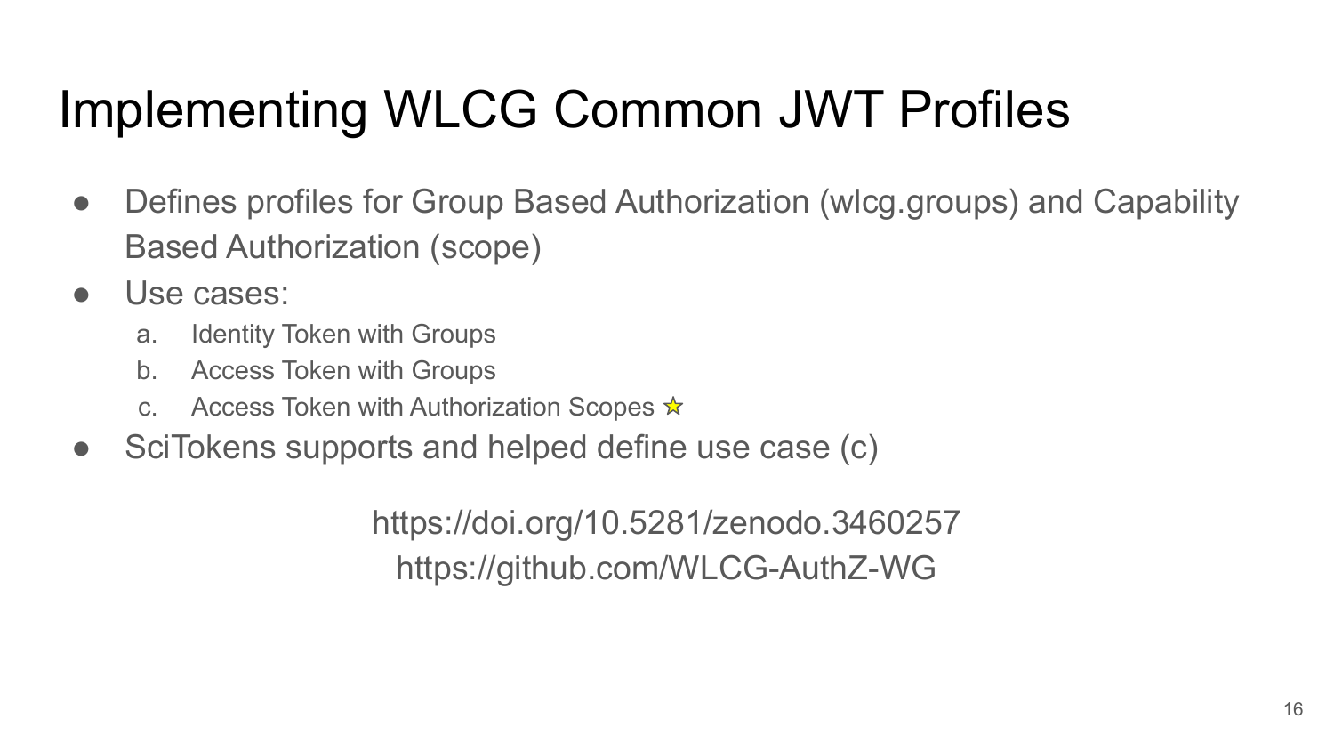# Implementing WLCG Common JWT Profiles

- Defines profiles for Group Based Authorization (wlcg.groups) and Capability Based Authorization (scope)
- Use cases:
  a. Identity Token with Groups
  b. Access Token with Groups
  c. Access Token with Authorization Scopes ⭐
- SciTokens supports and helped define use case (c)

https://doi.org/10.5281/zenodo.3460257

https://github.com/WLCG-AuthZ-WG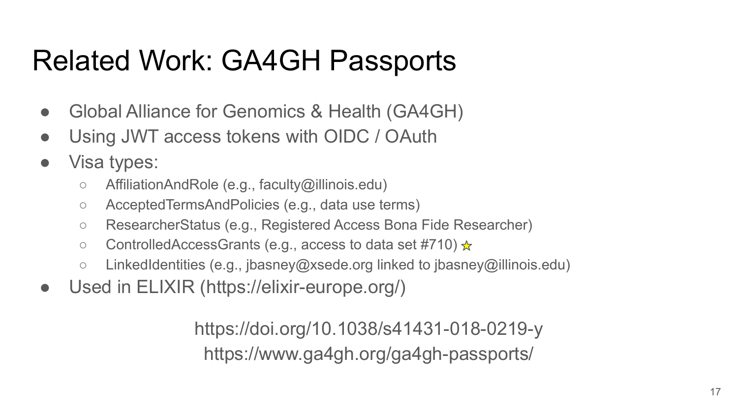# Related Work: GA4GH Passports

- Global Alliance for Genomics & Health (GA4GH)
- Using JWT access tokens with OIDC / OAuth
- Visa types:
  - AffiliationAndRole (e.g., faculty@illinois.edu)
  - AcceptedTermsAndPolicies (e.g., data use terms)
  - ResearcherStatus (e.g., Registered Access Bona Fide Researcher)
  - ControlledAccessGrants (e.g., access to data set #710) ⭐
  - LinkedIdentities (e.g., jbasney@xsede.org linked to jbasney@illinois.edu)
- Used in ELIXIR (https://elixir-europe.org/)

https://doi.org/10.1038/s41431-018-0219-y

https://www.ga4gh.org/ga4gh-passports/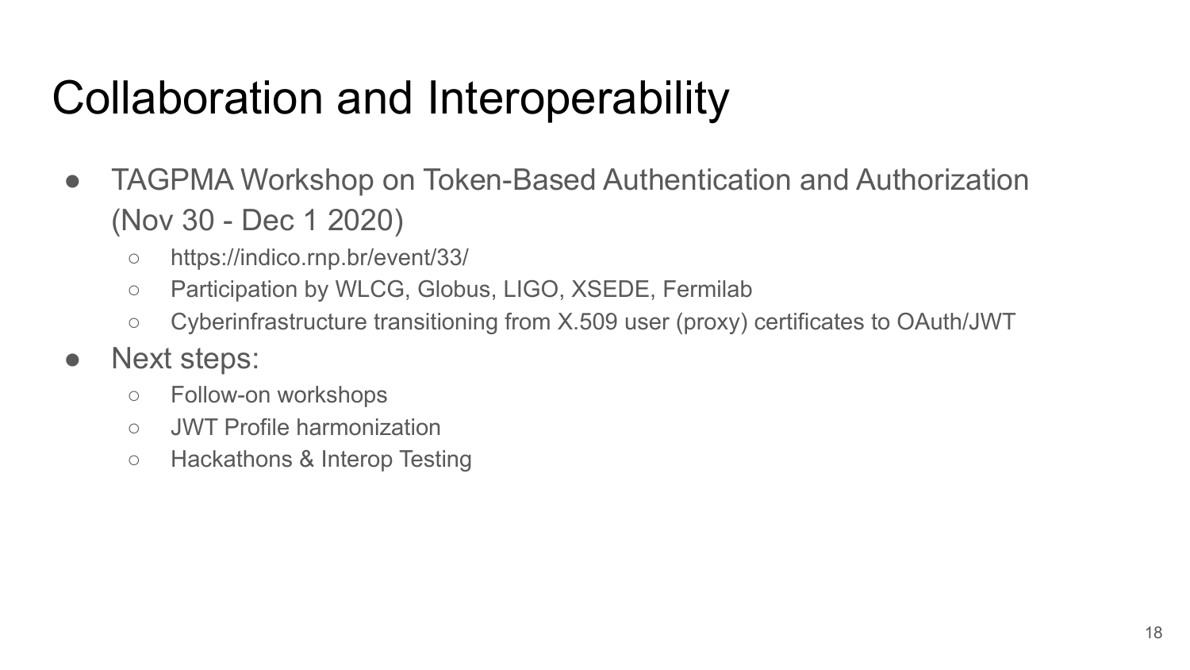# Collaboration and Interoperability

- TAGPMA Workshop on Token-Based Authentication and Authorization (Nov 30 - Dec 1 2020)
  - https://indico.rnp.br/event/33/
  - Participation by WLCG, Globus, LIGO, XSEDE, Fermilab
  - Cyberinfrastructure transitioning from X.509 user (proxy) certificates to OAuth/JWT
- Next steps:
  - Follow-on workshops
  - JWT Profile harmonization
  - Hackathons & Interop Testing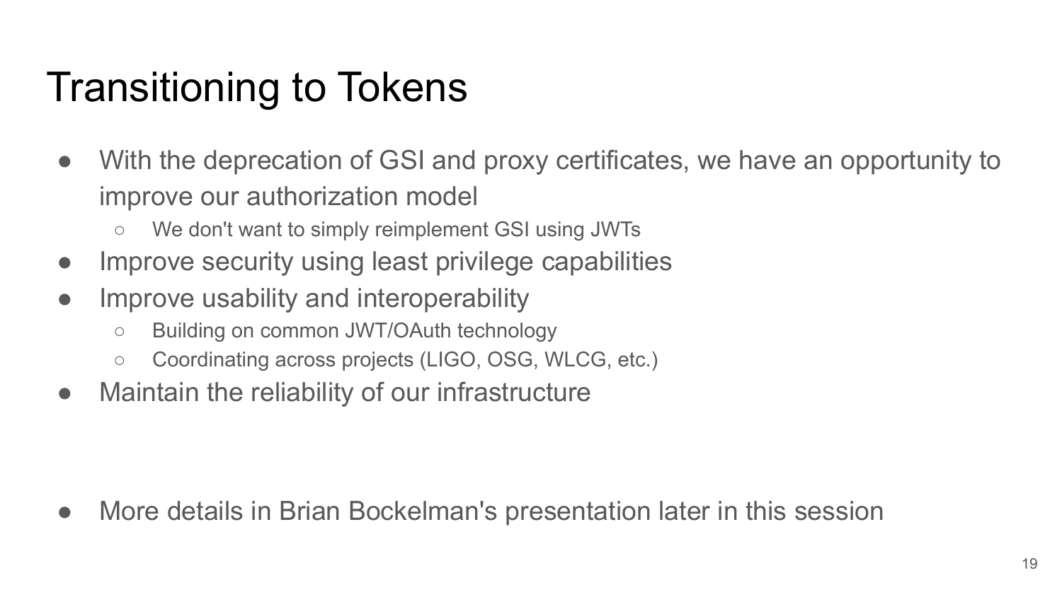# Transitioning to Tokens

- With the deprecation of GSI and proxy certificates, we have an opportunity to improve our authorization model
  - We don't want to simply reimplement GSI using JWTs
- Improve security using least privilege capabilities
- Improve usability and interoperability
  - Building on common JWT/OAuth technology
  - Coordinating across projects (LIGO, OSG, WLCG, etc.)
- Maintain the reliability of our infrastructure

- More details in Brian Bockelman's presentation later in this session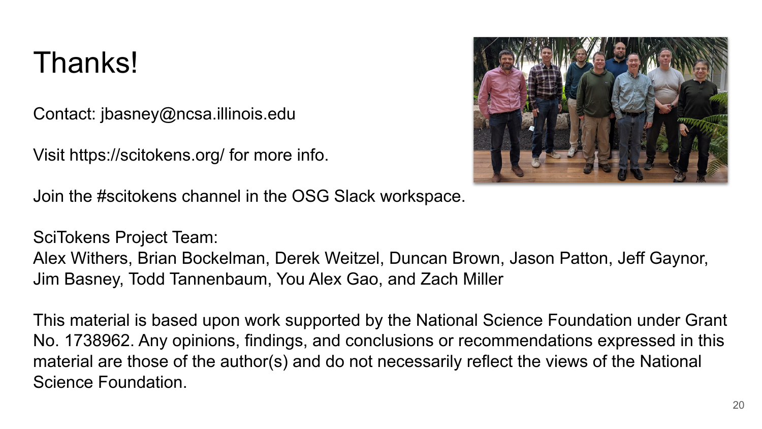# Thanks!

Contact: jbasney@ncsa.illinois.edu

Visit https://scitokens.org/ for more info.

Join the #scitokens channel in the OSG Slack workspace.

SciTokens Project Team:
Alex Withers, Brian Bockelman, Derek Weitzel, Duncan Brown, Jason Patton, Jeff Gaynor, Jim Basney, Todd Tannenbaum, You Alex Gao, and Zach Miller

This material is based upon work supported by the National Science Foundation under Grant No. 1738962. Any opinions, findings, and conclusions or recommendations expressed in this material are those of the author(s) and do not necessarily reflect the views of the National Science Foundation.